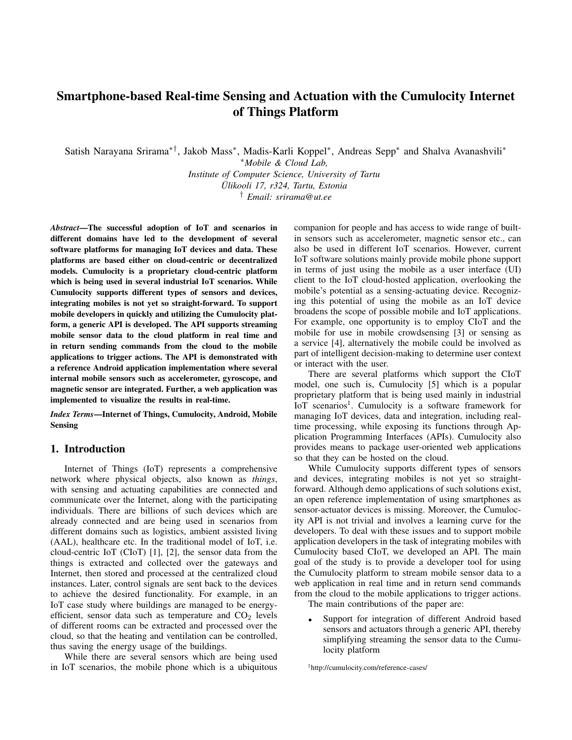# Smartphone-based Real-time Sensing and Actuation with the Cumulocity Internet of Things Platform

Satish Narayana Srirama[*†], Jakob Mass[*], Madis-Karli Koppel[*], Andreas Sepp[*] and Shalva Avanashvili[*]

[*]*Mobile & Cloud Lab,*
*Institute of Computer Science, University of Tartu*
*Ülikooli 17, r324, Tartu, Estonia*
[†] *Email: srirama@ut.ee*

***Abstract*—The successful adoption of IoT and scenarios in different domains have led to the development of several software platforms for managing IoT devices and data. These platforms are based either on cloud-centric or decentralized models. Cumulocity is a proprietary cloud-centric platform which is being used in several industrial IoT scenarios. While Cumulocity supports different types of sensors and devices, integrating mobiles is not yet so straight-forward. To support mobile developers in quickly and utilizing the Cumulocity platform, a generic API is developed. The API supports streaming mobile sensor data to the cloud platform in real time and in return sending commands from the cloud to the mobile applications to trigger actions. The API is demonstrated with a reference Android application implementation where several internal mobile sensors such as accelerometer, gyroscope, and magnetic sensor are integrated. Further, a web application was implemented to visualize the results in real-time.**

***Index Terms*—Internet of Things, Cumulocity, Android, Mobile Sensing**

## 1. Introduction

Internet of Things (IoT) represents a comprehensive network where physical objects, also known as *things*, with sensing and actuating capabilities are connected and communicate over the Internet, along with the participating individuals. There are billions of such devices which are already connected and are being used in scenarios from different domains such as logistics, ambient assisted living (AAL), healthcare etc. In the traditional model of IoT, i.e. cloud-centric IoT (CIoT) [1], [2], the sensor data from the things is extracted and collected over the gateways and Internet, then stored and processed at the centralized cloud instances. Later, control signals are sent back to the devices to achieve the desired functionality. For example, in an IoT case study where buildings are managed to be energy-efficient, sensor data such as temperature and $CO_2$ levels of different rooms can be extracted and processed over the cloud, so that the heating and ventilation can be controlled, thus saving the energy usage of the buildings.

While there are several sensors which are being used in IoT scenarios, the mobile phone which is a ubiquitous companion for people and has access to wide range of built-in sensors such as accelerometer, magnetic sensor etc., can also be used in different IoT scenarios. However, current IoT software solutions mainly provide mobile phone support in terms of just using the mobile as a user interface (UI) client to the IoT cloud-hosted application, overlooking the mobile's potential as a sensing-actuating device. Recognizing this potential of using the mobile as an IoT device broadens the scope of possible mobile and IoT applications. For example, one opportunity is to employ CIoT and the mobile for use in mobile crowdsensing [3] or sensing as a service [4], alternatively the mobile could be involved as part of intelligent decision-making to determine user context or interact with the user.

There are several platforms which support the CIoT model, one such is, Cumulocity [5] which is a popular proprietary platform that is being used mainly in industrial IoT scenarios[1]. Cumulocity is a software framework for managing IoT devices, data and integration, including real-time processing, while exposing its functions through Application Programming Interfaces (APIs). Cumulocity also provides means to package user-oriented web applications so that they can be hosted on the cloud.

While Cumulocity supports different types of sensors and devices, integrating mobiles is not yet so straight-forward. Although demo applications of such solutions exist, an open reference implementation of using smartphones as sensor-actuator devices is missing. Moreover, the Cumulocity API is not trivial and involves a learning curve for the developers. To deal with these issues and to support mobile application developers in the task of integrating mobiles with Cumulocity based CIoT, we developed an API. The main goal of the study is to provide a developer tool for using the Cumulocity platform to stream mobile sensor data to a web application in real time and in return send commands from the cloud to the mobile applications to trigger actions.

The main contributions of the paper are:

- Support for integration of different Android based sensors and actuators through a generic API, thereby simplifying streaming the sensor data to the Cumulocity platform

[1] http://cumulocity.com/reference-cases/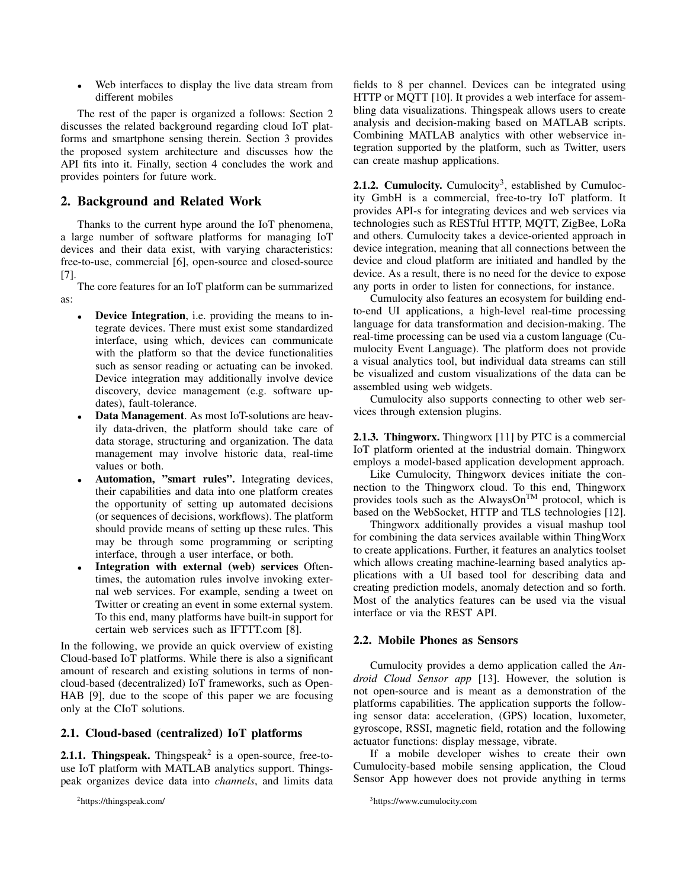- Web interfaces to display the live data stream from different mobiles

The rest of the paper is organized a follows: Section 2 discusses the related background regarding cloud IoT platforms and smartphone sensing therein. Section 3 provides the proposed system architecture and discusses how the API fits into it. Finally, section 4 concludes the work and provides pointers for future work.

## 2. Background and Related Work

Thanks to the current hype around the IoT phenomena, a large number of software platforms for managing IoT devices and their data exist, with varying characteristics: free-to-use, commercial [6], open-source and closed-source [7].

The core features for an IoT platform can be summarized as:

- **Device Integration**, i.e. providing the means to integrate devices. There must exist some standardized interface, using which, devices can communicate with the platform so that the device functionalities such as sensor reading or actuating can be invoked. Device integration may additionally involve device discovery, device management (e.g. software updates), fault-tolerance.
- **Data Management**. As most IoT-solutions are heavily data-driven, the platform should take care of data storage, structuring and organization. The data management may involve historic data, real-time values or both.
- **Automation, "smart rules"**. Integrating devices, their capabilities and data into one platform creates the opportunity of setting up automated decisions (or sequences of decisions, workflows). The platform should provide means of setting up these rules. This may be through some programming or scripting interface, through a user interface, or both.
- **Integration with external (web) services** Oftentimes, the automation rules involve invoking external web services. For example, sending a tweet on Twitter or creating an event in some external system. To this end, many platforms have built-in support for certain web services such as IFTTT.com [8].

In the following, we provide an quick overview of existing Cloud-based IoT platforms. While there is also a significant amount of research and existing solutions in terms of non-cloud-based (decentralized) IoT frameworks, such as OpenHAB [9], due to the scope of this paper we are focusing only at the CIoT solutions.

### 2.1. Cloud-based (centralized) IoT platforms

**2.1.1. Thingspeak.** Thingspeak[2] is a open-source, free-to-use IoT platform with MATLAB analytics support. Thingspeak organizes device data into *channels*, and limits data fields to 8 per channel. Devices can be integrated using HTTP or MQTT [10]. It provides a web interface for assembling data visualizations. Thingspeak allows users to create analysis and decision-making based on MATLAB scripts. Combining MATLAB analytics with other webservice integration supported by the platform, such as Twitter, users can create mashup applications.

**2.1.2. Cumulocity.** Cumulocity[3], established by Cumulocity GmbH is a commercial, free-to-try IoT platform. It provides API-s for integrating devices and web services via technologies such as RESTful HTTP, MQTT, ZigBee, LoRa and others. Cumulocity takes a device-oriented approach in device integration, meaning that all connections between the device and cloud platform are initiated and handled by the device. As a result, there is no need for the device to expose any ports in order to listen for connections, for instance.

Cumulocity also features an ecosystem for building end-to-end UI applications, a high-level real-time processing language for data transformation and decision-making. The real-time processing can be used via a custom language (Cumulocity Event Language). The platform does not provide a visual analytics tool, but individual data streams can still be visualized and custom visualizations of the data can be assembled using web widgets.

Cumulocity also supports connecting to other web services through extension plugins.

**2.1.3. Thingworx.** Thingworx [11] by PTC is a commercial IoT platform oriented at the industrial domain. Thingworx employs a model-based application development approach.

Like Cumulocity, Thingworx devices initiate the connection to the Thingworx cloud. To this end, Thingworx provides tools such as the AlwaysOn™ protocol, which is based on the WebSocket, HTTP and TLS technologies [12].

Thingworx additionally provides a visual mashup tool for combining the data services available within ThingWorx to create applications. Further, it features an analytics toolset which allows creating machine-learning based analytics applications with a UI based tool for describing data and creating prediction models, anomaly detection and so forth. Most of the analytics features can be used via the visual interface or via the REST API.

### 2.2. Mobile Phones as Sensors

Cumulocity provides a demo application called the *Android Cloud Sensor app* [13]. However, the solution is not open-source and is meant as a demonstration of the platforms capabilities. The application supports the following sensor data: acceleration, (GPS) location, luxometer, gyroscope, RSSI, magnetic field, rotation and the following actuator functions: display message, vibrate.

If a mobile developer wishes to create their own Cumulocity-based mobile sensing application, the Cloud Sensor App however does not provide anything in terms

[2]https://thingspeak.com/

[3]https://www.cumulocity.com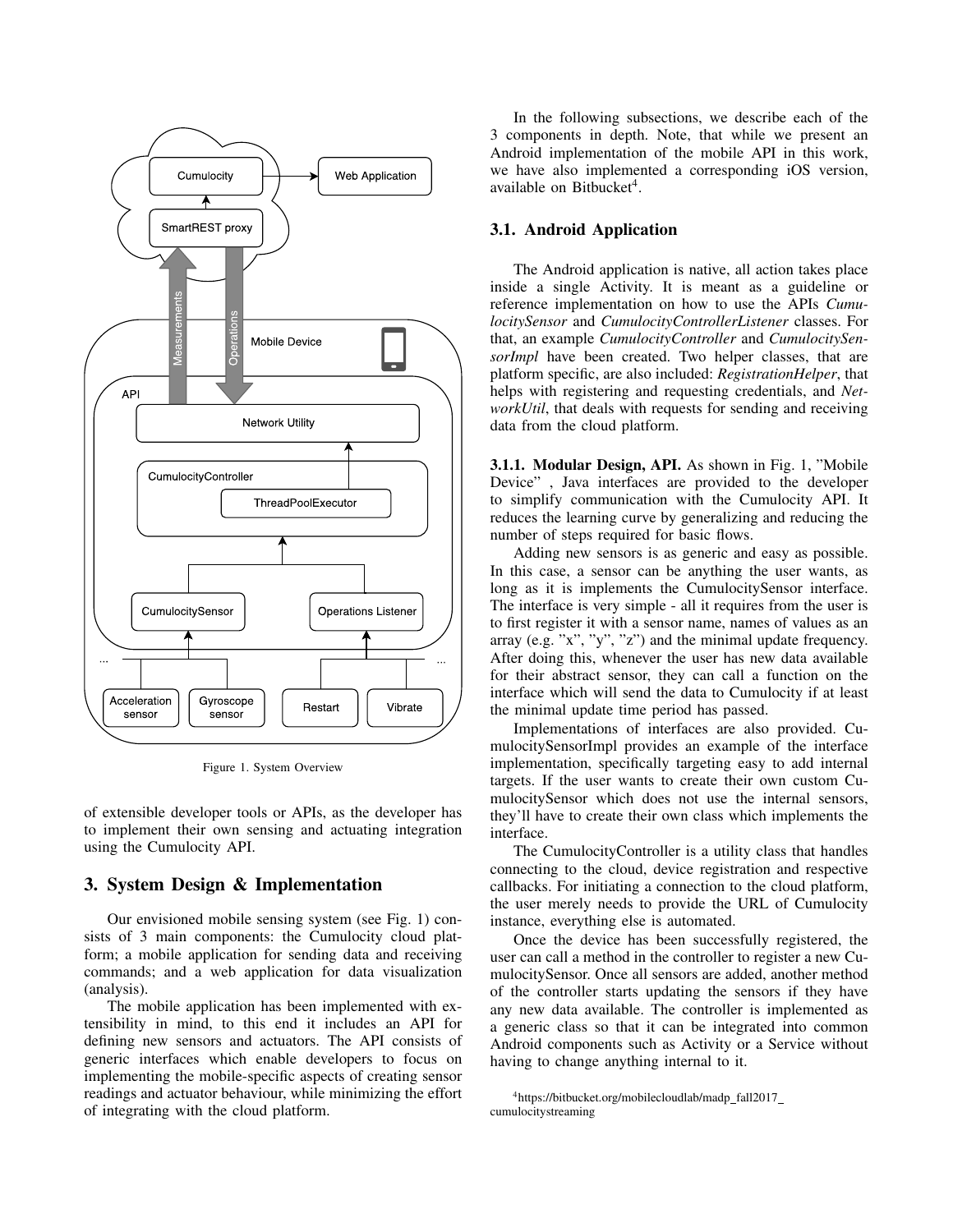Figure 1. System Overview

of extensible developer tools or APIs, as the developer has to implement their own sensing and actuating integration using the Cumulocity API.

## 3. System Design & Implementation

Our envisioned mobile sensing system (see Fig. 1) consists of 3 main components: the Cumulocity cloud platform; a mobile application for sending data and receiving commands; and a web application for data visualization (analysis).

The mobile application has been implemented with extensibility in mind, to this end it includes an API for defining new sensors and actuators. The API consists of generic interfaces which enable developers to focus on implementing the mobile-specific aspects of creating sensor readings and actuator behaviour, while minimizing the effort of integrating with the cloud platform.

In the following subsections, we describe each of the 3 components in depth. Note, that while we present an Android implementation of the mobile API in this work, we have also implemented a corresponding iOS version, available on Bitbucket[4].

### 3.1. Android Application

The Android application is native, all action takes place inside a single Activity. It is meant as a guideline or reference implementation on how to use the APIs *CumulocitySensor* and *CumulocityControllerListener* classes. For that, an example *CumulocityController* and *CumulocitySensorImpl* have been created. Two helper classes, that are platform specific, are also included: *RegistrationHelper*, that helps with registering and requesting credentials, and *NetworkUtil*, that deals with requests for sending and receiving data from the cloud platform.

**3.1.1. Modular Design, API.** As shown in Fig. 1, "Mobile Device" , Java interfaces are provided to the developer to simplify communication with the Cumulocity API. It reduces the learning curve by generalizing and reducing the number of steps required for basic flows.

Adding new sensors is as generic and easy as possible. In this case, a sensor can be anything the user wants, as long as it is implements the CumulocitySensor interface. The interface is very simple - all it requires from the user is to first register it with a sensor name, names of values as an array (e.g. "x", "y", "z") and the minimal update frequency. After doing this, whenever the user has new data available for their abstract sensor, they can call a function on the interface which will send the data to Cumulocity if at least the minimal update time period has passed.

Implementations of interfaces are also provided. CumulocitySensorImpl provides an example of the interface implementation, specifically targeting easy to add internal targets. If the user wants to create their own custom CumulocitySensor which does not use the internal sensors, they'll have to create their own class which implements the interface.

The CumulocityController is a utility class that handles connecting to the cloud, device registration and respective callbacks. For initiating a connection to the cloud platform, the user merely needs to provide the URL of Cumulocity instance, everything else is automated.

Once the device has been successfully registered, the user can call a method in the controller to register a new CumulocitySensor. Once all sensors are added, another method of the controller starts updating the sensors if they have any new data available. The controller is implemented as a generic class so that it can be integrated into common Android components such as Activity or a Service without having to change anything internal to it.

[4]https://bitbucket.org/mobilecloudlab/madp_fall2017_cumulocitystreaming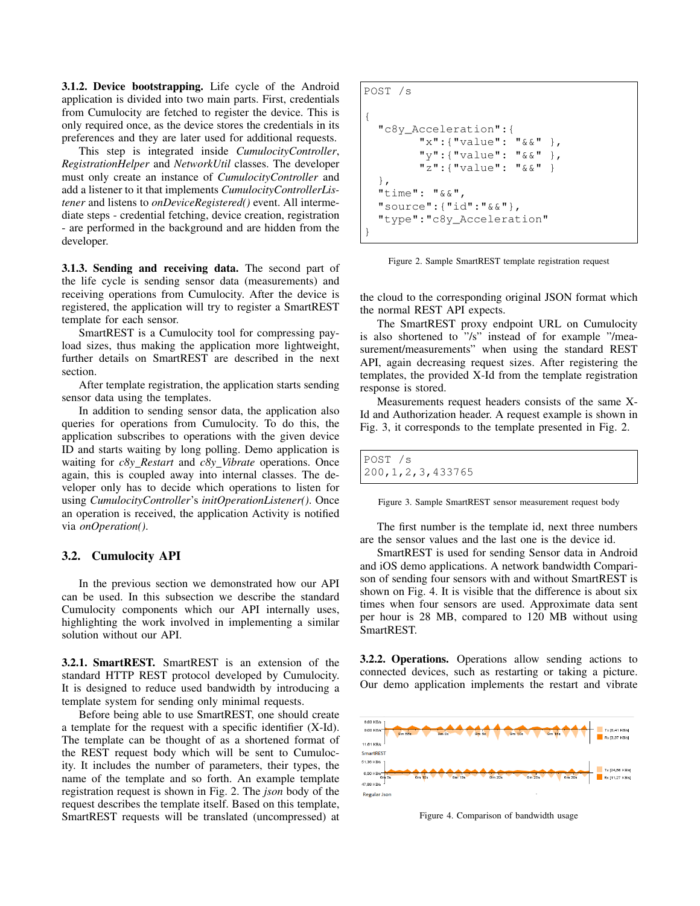**3.1.2. Device bootstrapping.** Life cycle of the Android application is divided into two main parts. First, credentials from Cumulocity are fetched to register the device. This is only required once, as the device stores the credentials in its preferences and they are later used for additional requests.

This step is integrated inside *CumulocityController*, *RegistrationHelper* and *NetworkUtil* classes. The developer must only create an instance of *CumulocityController* and add a listener to it that implements *CumulocityControllerListener* and listens to *onDeviceRegistered()* event. All intermediate steps - credential fetching, device creation, registration - are performed in the background and are hidden from the developer.

**3.1.3. Sending and receiving data.** The second part of the life cycle is sending sensor data (measurements) and receiving operations from Cumulocity. After the device is registered, the application will try to register a SmartREST template for each sensor.

SmartREST is a Cumulocity tool for compressing payload sizes, thus making the application more lightweight, further details on SmartREST are described in the next section.

After template registration, the application starts sending sensor data using the templates.

In addition to sending sensor data, the application also queries for operations from Cumulocity. To do this, the application subscribes to operations with the given device ID and starts waiting by long polling. Demo application is waiting for *c8y_Restart* and *c8y_Vibrate* operations. Once again, this is coupled away into internal classes. The developer only has to decide which operations to listen for using *CumulocityController*'s *initOperationListener()*. Once an operation is received, the application Activity is notified via *onOperation()*.

## 3.2. Cumulocity API

In the previous section we demonstrated how our API can be used. In this subsection we describe the standard Cumulocity components which our API internally uses, highlighting the work involved in implementing a similar solution without our API.

**3.2.1. SmartREST.** SmartREST is an extension of the standard HTTP REST protocol developed by Cumulocity. It is designed to reduce used bandwidth by introducing a template system for sending only minimal requests.

Before being able to use SmartREST, one should create a template for the request with a specific identifier (X-Id). The template can be thought of as a shortened format of the REST request body which will be sent to Cumulocity. It includes the number of parameters, their types, the name of the template and so forth. An example template registration request is shown in Fig. 2. The *json* body of the request describes the template itself. Based on this template, SmartREST requests will be translated (uncompressed) at the cloud to the corresponding original JSON format which the normal REST API expects.

```
POST /s

{
  "c8y_Acceleration":{
         "x":{"value": "&&" },
         "y":{"value": "&&" },
         "z":{"value": "&&" }
  },
  "time": "&&",
  "source":{"id":"&&"},
  "type":"c8y_Acceleration"
}
```

Figure 2. Sample SmartREST template registration request

The SmartREST proxy endpoint URL on Cumulocity is also shortened to "/s" instead of for example "/measurement/measurements" when using the standard REST API, again decreasing request sizes. After registering the templates, the provided X-Id from the template registration response is stored.

Measurements request headers consists of the same X-Id and Authorization header. A request example is shown in Fig. 3, it corresponds to the template presented in Fig. 2.

```
POST /s
200,1,2,3,433765
```

Figure 3. Sample SmartREST sensor measurement request body

The first number is the template id, next three numbers are the sensor values and the last one is the device id.

SmartREST is used for sending Sensor data in Android and iOS demo applications. A network bandwidth Comparison of sending four sensors with and without SmartREST is shown on Fig. 4. It is visible that the difference is about six times when four sensors are used. Approximate data sent per hour is 28 MB, compared to 120 MB without using SmartREST.

**3.2.2. Operations.** Operations allow sending actions to connected devices, such as restarting or taking a picture. Our demo application implements the restart and vibrate

Figure 4. Comparison of bandwidth usage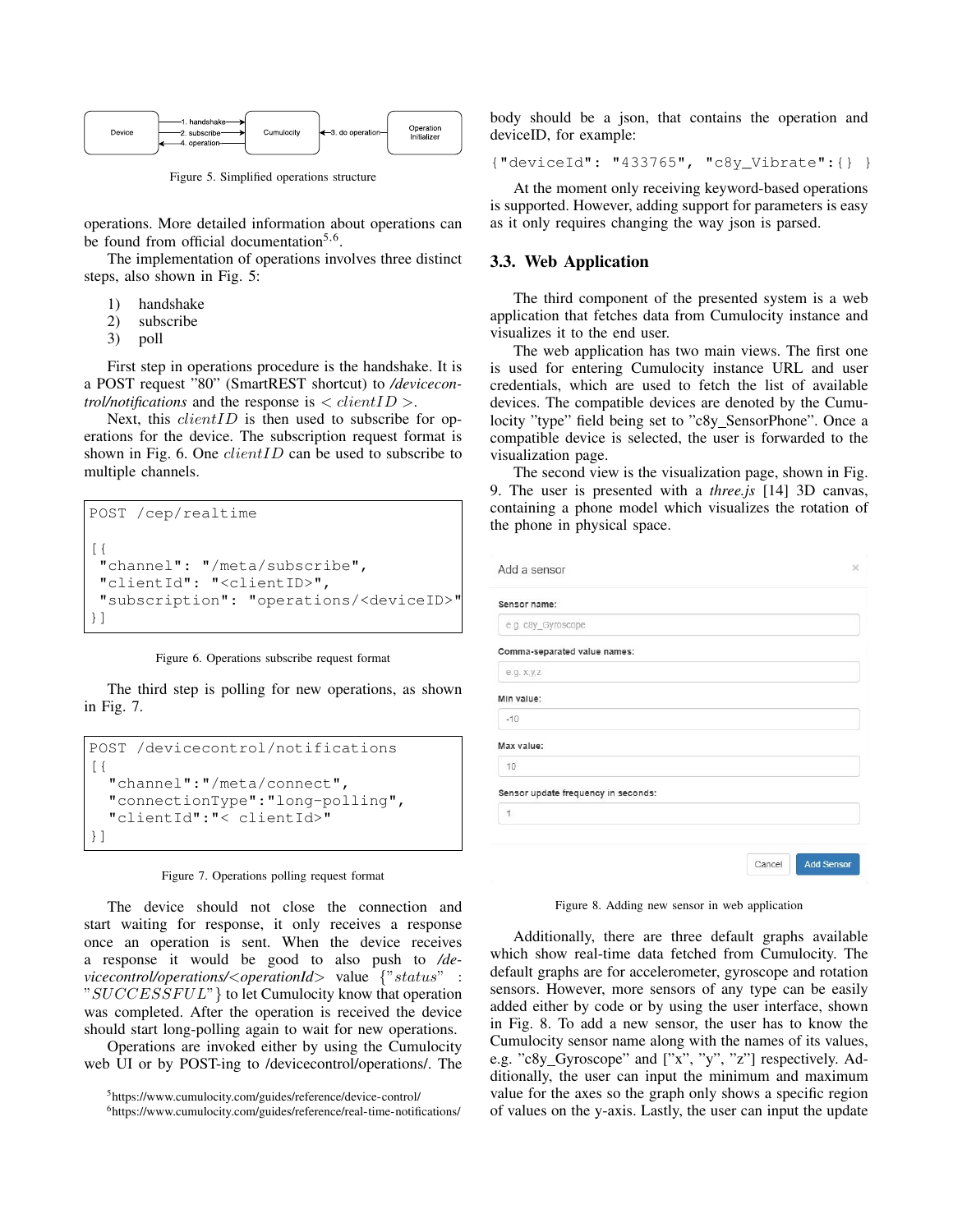Figure 5. Simplified operations structure

operations. More detailed information about operations can be found from official documentation[5,6].

The implementation of operations involves three distinct steps, also shown in Fig. 5:

1) handshake
2) subscribe
3) poll

First step in operations procedure is the handshake. It is a POST request "80" (SmartREST shortcut) to */devicecontrol/notifications* and the response is $< clientID >$.

Next, this $clientID$ is then used to subscribe for operations for the device. The subscription request format is shown in Fig. 6. One $clientID$ can be used to subscribe to multiple channels.

```
POST /cep/realtime

[{
 "channel": "/meta/subscribe",
 "clientId": "<clientID>",
 "subscription": "operations/<deviceID>"
}]
```

Figure 6. Operations subscribe request format

The third step is polling for new operations, as shown in Fig. 7.

```
POST /devicecontrol/notifications
[{
  "channel":"/meta/connect",
  "connectionType":"long-polling",
  "clientId":"< clientId>"
}]
```

Figure 7. Operations polling request format

The device should not close the connection and start waiting for response, it only receives a response once an operation is sent. When the device receives a response it would be good to also push to */devicecontrol/operations/<operationId>* value $\{"status" : "SUCCESSFUL"\}$ to let Cumulocity know that operation was completed. After the operation is received the device should start long-polling again to wait for new operations.

Operations are invoked either by using the Cumulocity web UI or by POST-ing to /devicecontrol/operations/. The body should be a json, that contains the operation and deviceID, for example:

```
{"deviceId": "433765", "c8y_Vibrate":{} }
```

At the moment only receiving keyword-based operations is supported. However, adding support for parameters is easy as it only requires changing the way json is parsed.

### 3.3. Web Application

The third component of the presented system is a web application that fetches data from Cumulocity instance and visualizes it to the end user.

The web application has two main views. The first one is used for entering Cumulocity instance URL and user credentials, which are used to fetch the list of available devices. The compatible devices are denoted by the Cumulocity "type" field being set to "c8y_SensorPhone". Once a compatible device is selected, the user is forwarded to the visualization page.

The second view is the visualization page, shown in Fig. 9. The user is presented with a *three.js* [14] 3D canvas, containing a phone model which visualizes the rotation of the phone in physical space.

Figure 8. Adding new sensor in web application

Additionally, there are three default graphs available which show real-time data fetched from Cumulocity. The default graphs are for accelerometer, gyroscope and rotation sensors. However, more sensors of any type can be easily added either by code or by using the user interface, shown in Fig. 8. To add a new sensor, the user has to know the Cumulocity sensor name along with the names of its values, e.g. "c8y_Gyroscope" and ["x", "y", "z"] respectively. Additionally, the user can input the minimum and maximum value for the axes so the graph only shows a specific region of values on the y-axis. Lastly, the user can input the update

[5] https://www.cumulocity.com/guides/reference/device-control/
[6] https://www.cumulocity.com/guides/reference/real-time-notifications/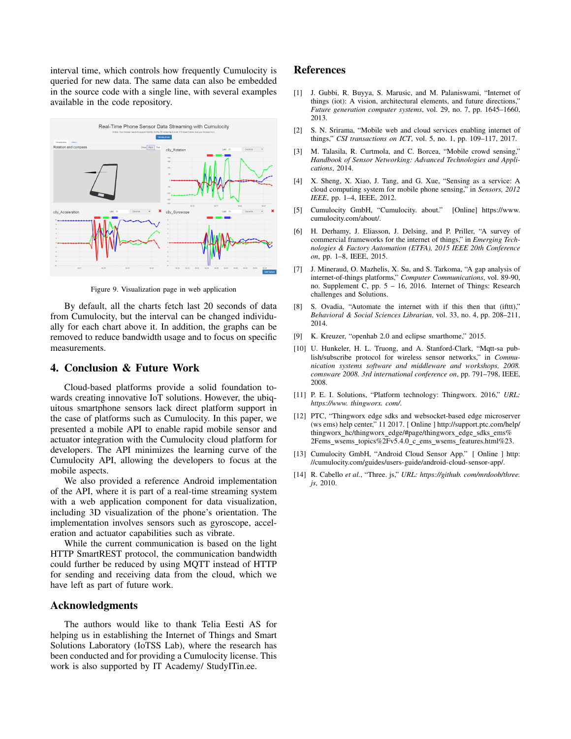interval time, which controls how frequently Cumulocity is queried for new data. The same data can also be embedded in the source code with a single line, with several examples available in the code repository.

Figure 9. Visualization page in web application

By default, all the charts fetch last 20 seconds of data from Cumulocity, but the interval can be changed individually for each chart above it. In addition, the graphs can be removed to reduce bandwidth usage and to focus on specific measurements.

## 4. Conclusion & Future Work

Cloud-based platforms provide a solid foundation towards creating innovative IoT solutions. However, the ubiquitous smartphone sensors lack direct platform support in the case of platforms such as Cumulocity. In this paper, we presented a mobile API to enable rapid mobile sensor and actuator integration with the Cumulocity cloud platform for developers. The API minimizes the learning curve of the Cumulocity API, allowing the developers to focus at the mobile aspects.

We also provided a reference Android implementation of the API, where it is part of a real-time streaming system with a web application component for data visualization, including 3D visualization of the phone's orientation. The implementation involves sensors such as gyroscope, acceleration and actuator capabilities such as vibrate.

While the current communication is based on the light HTTP SmartREST protocol, the communication bandwidth could further be reduced by using MQTT instead of HTTP for sending and receiving data from the cloud, which we have left as part of future work.

## Acknowledgments

The authors would like to thank Telia Eesti AS for helping us in establishing the Internet of Things and Smart Solutions Laboratory (IoTSS Lab), where the research has been conducted and for providing a Cumulocity license. This work is also supported by IT Academy/ StudyITin.ee.

## References

[1] J. Gubbi, R. Buyya, S. Marusic, and M. Palaniswami, "Internet of things (iot): A vision, architectural elements, and future directions," *Future generation computer systems*, vol. 29, no. 7, pp. 1645–1660, 2013.

[2] S. N. Srirama, "Mobile web and cloud services enabling internet of things," *CSI transactions on ICT*, vol. 5, no. 1, pp. 109–117, 2017.

[3] M. Talasila, R. Curtmola, and C. Borcea, "Mobile crowd sensing," *Handbook of Sensor Networking: Advanced Technologies and Applications*, 2014.

[4] X. Sheng, X. Xiao, J. Tang, and G. Xue, "Sensing as a service: A cloud computing system for mobile phone sensing," in *Sensors, 2012 IEEE*, pp. 1–4, IEEE, 2012.

[5] Cumulocity GmbH, "Cumulocity. about." [Online] https://www.cumulocity.com/about/.

[6] H. Derhamy, J. Eliasson, J. Delsing, and P. Priller, "A survey of commercial frameworks for the internet of things," in *Emerging Technologies & Factory Automation (ETFA), 2015 IEEE 20th Conference on*, pp. 1–8, IEEE, 2015.

[7] J. Mineraud, O. Mazhelis, X. Su, and S. Tarkoma, "A gap analysis of internet-of-things platforms," *Computer Communications*, vol. 89-90, no. Supplement C, pp. 5 – 16, 2016. Internet of Things: Research challenges and Solutions.

[8] S. Ovadia, "Automate the internet with if this then that (ifttt)," *Behavioral & Social Sciences Librarian*, vol. 33, no. 4, pp. 208–211, 2014.

[9] K. Kreuzer, "openhab 2.0 and eclipse smarthome," 2015.

[10] U. Hunkeler, H. L. Truong, and A. Stanford-Clark, "Mqtt-sa publish/subscribe protocol for wireless sensor networks," in *Communication systems software and middleware and workshops, 2008. comsware 2008. 3rd international conference on*, pp. 791–798, IEEE, 2008.

[11] P. E. I. Solutions, "Platform technology: Thingworx. 2016," *URL: https://www. thingworx. com/*.

[12] PTC, "Thingworx edge sdks and websocket-based edge microserver (ws ems) help center," 11 2017. [ Online ] http://support.ptc.com/help/thingworx_hc/thingworx_edge/#page/thingworx_edge_sdks_ems%2Fems_wsems_topics%2Fv5.4.0_c_ems_wsems_features.html%23.

[13] Cumulocity GmbH, "Android Cloud Sensor App." [ Online ] http://cumulocity.com/guides/users-guide/android-cloud-sensor-app/.

[14] R. Cabello *et al.*, "Three. js," *URL: https://github. com/mrdoob/three. js*, 2010.